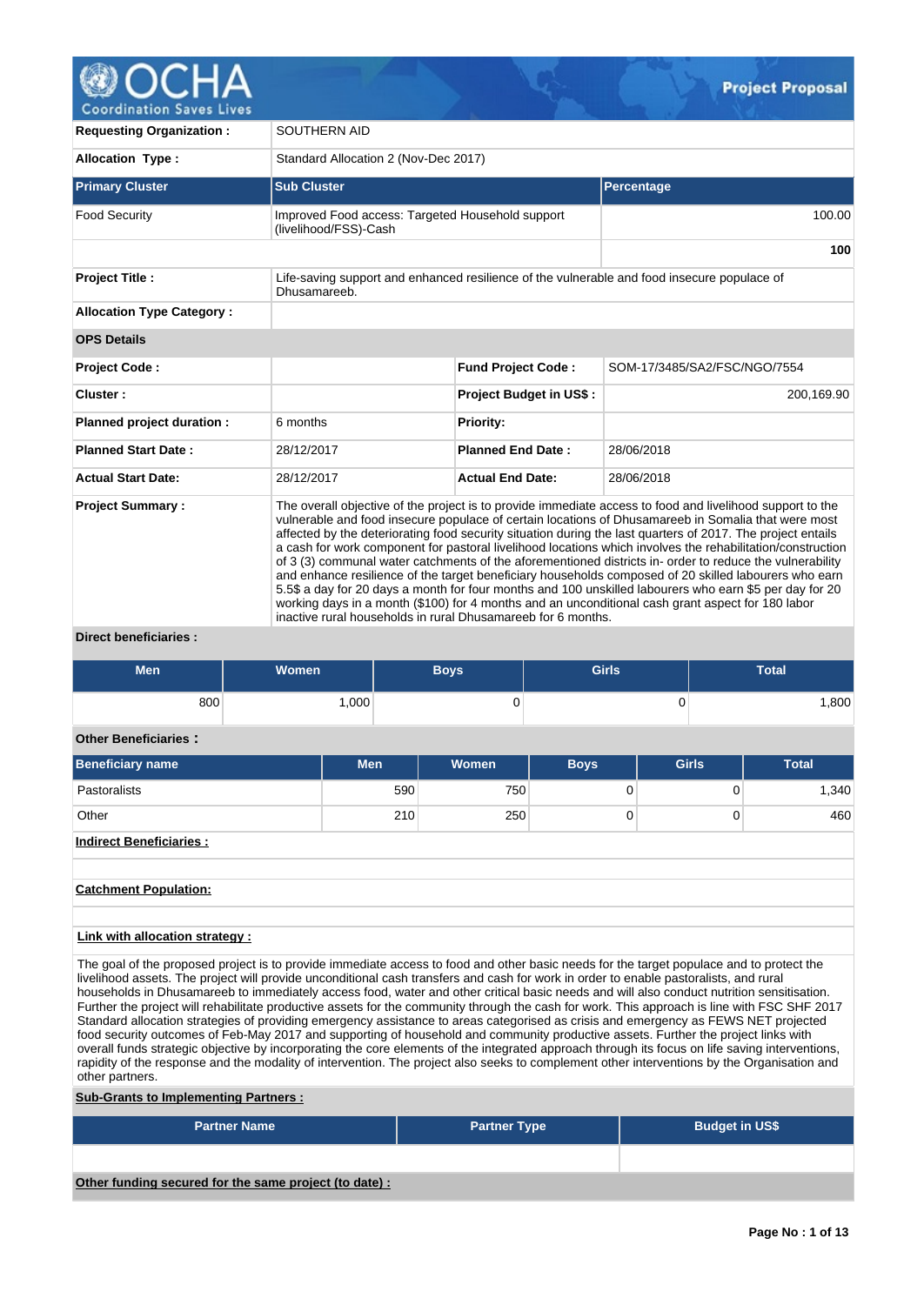# Project Proposal

| Requesting Organization : | SOUTHERN AID | |
|---|---|---|
| Allocation Type : | Standard Allocation 2 (Nov-Dec 2017) | |
| **Primary Cluster** | **Sub Cluster** | **Percentage** |
| Food Security | Improved Food access: Targeted Household support (livelihood/FSS)-Cash | 100.00 |
| | | **100** |
| **Project Title :** | Life-saving support and enhanced resilience of the vulnerable and food insecure populace of Dhusamareeb. | |
| **Allocation Type Category :** | | |

**OPS Details**

| | | | |
|---|---|---|---|
| **Project Code :** | | **Fund Project Code :** | SOM-17/3485/SA2/FSC/NGO/7554 |
| **Cluster :** | | **Project Budget in US$ :** | 200,169.90 |
| **Planned project duration :** | 6 months | **Priority:** | |
| **Planned Start Date :** | 28/12/2017 | **Planned End Date :** | 28/06/2018 |
| **Actual Start Date:** | 28/12/2017 | **Actual End Date:** | 28/06/2018 |

**Project Summary :**

The overall objective of the project is to provide immediate access to food and livelihood support to the vulnerable and food insecure populace of certain locations of Dhusamareeb in Somalia that were most affected by the deteriorating food security situation during the last quarters of 2017. The project entails a cash for work component for pastoral livelihood locations which involves the rehabilitation/construction of 3 (3) communal water catchments of the aforementioned districts in- order to reduce the vulnerability and enhance resilience of the target beneficiary households composed of 20 skilled labourers who earn 5.5$ a day for 20 days a month for four months and 100 unskilled labourers who earn $5 per day for 20 working days in a month ($100) for 4 months and an unconditional cash grant aspect for 180 labor inactive rural households in rural Dhusamareeb for 6 months.

**Direct beneficiaries :**

| Men | Women | Boys | Girls | Total |
|---|---|---|---|---|
| 800 | 1,000 | 0 | 0 | 1,800 |

**Other Beneficiaries :**

| Beneficiary name | Men | Women | Boys | Girls | Total |
|---|---|---|---|---|---|
| Pastoralists | 590 | 750 | 0 | 0 | 1,340 |
| Other | 210 | 250 | 0 | 0 | 460 |

**Indirect Beneficiaries :**

**Catchment Population:**

**Link with allocation strategy :**

The goal of the proposed project is to provide immediate access to food and other basic needs for the target populace and to protect the livelihood assets. The project will provide unconditional cash transfers and cash for work in order to enable pastoralists, and rural households in Dhusamareeb to immediately access food, water and other critical basic needs and will also conduct nutrition sensitisation. Further the project will rehabilitate productive assets for the community through the cash for work. This approach is line with FSC SHF 2017 Standard allocation strategies of providing emergency assistance to areas categorised as crisis and emergency as FEWS NET projected food security outcomes of Feb-May 2017 and supporting of household and community productive assets. Further the project links with overall funds strategic objective by incorporating the core elements of the integrated approach through its focus on life saving interventions, rapidity of the response and the modality of intervention. The project also seeks to complement other interventions by the Organisation and other partners.

**Sub-Grants to Implementing Partners :**

| Partner Name | Partner Type | Budget in US$ |
|---|---|---|
| | | |

**Other funding secured for the same project (to date) :**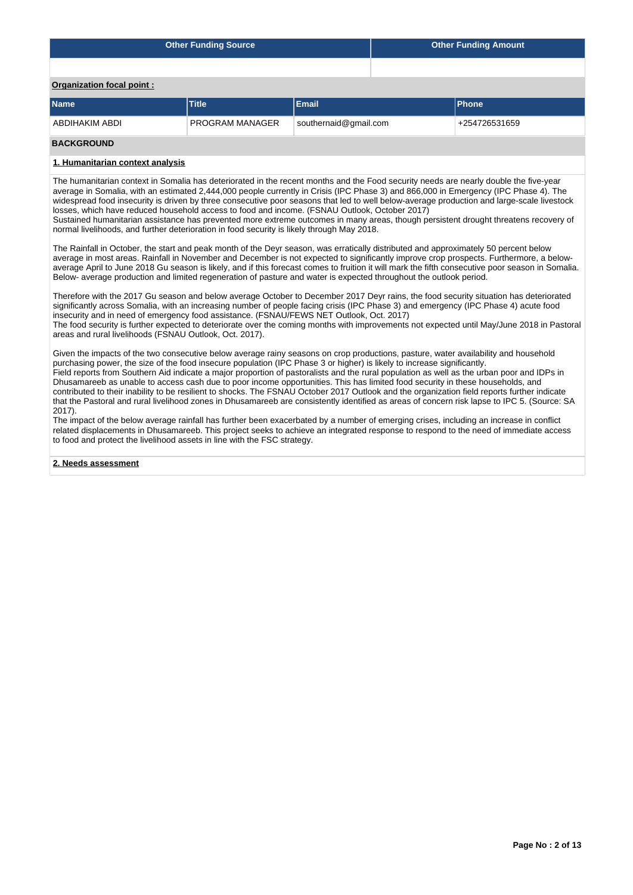| Other Funding Source | Other Funding Amount |
|---|---|
| | |

**Organization focal point :**

| Name | Title | Email | Phone |
|---|---|---|---|
| ABDIHAKIM ABDI | PROGRAM MANAGER | southernaid@gmail.com | +254726531659 |

## BACKGROUND

### 1. Humanitarian context analysis

The humanitarian context in Somalia has deteriorated in the recent months and the Food security needs are nearly double the five-year average in Somalia, with an estimated 2,444,000 people currently in Crisis (IPC Phase 3) and 866,000 in Emergency (IPC Phase 4). The widespread food insecurity is driven by three consecutive poor seasons that led to well below-average production and large-scale livestock losses, which have reduced household access to food and income. (FSNAU Outlook, October 2017)
Sustained humanitarian assistance has prevented more extreme outcomes in many areas, though persistent drought threatens recovery of normal livelihoods, and further deterioration in food security is likely through May 2018.

The Rainfall in October, the start and peak month of the Deyr season, was erratically distributed and approximately 50 percent below average in most areas. Rainfall in November and December is not expected to significantly improve crop prospects. Furthermore, a below-average April to June 2018 Gu season is likely, and if this forecast comes to fruition it will mark the fifth consecutive poor season in Somalia. Below- average production and limited regeneration of pasture and water is expected throughout the outlook period.

Therefore with the 2017 Gu season and below average October to December 2017 Deyr rains, the food security situation has deteriorated significantly across Somalia, with an increasing number of people facing crisis (IPC Phase 3) and emergency (IPC Phase 4) acute food insecurity and in need of emergency food assistance. (FSNAU/FEWS NET Outlook, Oct. 2017)
The food security is further expected to deteriorate over the coming months with improvements not expected until May/June 2018 in Pastoral areas and rural livelihoods (FSNAU Outlook, Oct. 2017).

Given the impacts of the two consecutive below average rainy seasons on crop productions, pasture, water availability and household purchasing power, the size of the food insecure population (IPC Phase 3 or higher) is likely to increase significantly.
Field reports from Southern Aid indicate a major proportion of pastoralists and the rural population as well as the urban poor and IDPs in Dhusamareeb as unable to access cash due to poor income opportunities. This has limited food security in these households, and contributed to their inability to be resilient to shocks. The FSNAU October 2017 Outlook and the organization field reports further indicate that the Pastoral and rural livelihood zones in Dhusamareeb are consistently identified as areas of concern risk lapse to IPC 5. (Source: SA 2017).
The impact of the below average rainfall has further been exacerbated by a number of emerging crises, including an increase in conflict related displacements in Dhusamareeb. This project seeks to achieve an integrated response to respond to the need of immediate access to food and protect the livelihood assets in line with the FSC strategy.

### 2. Needs assessment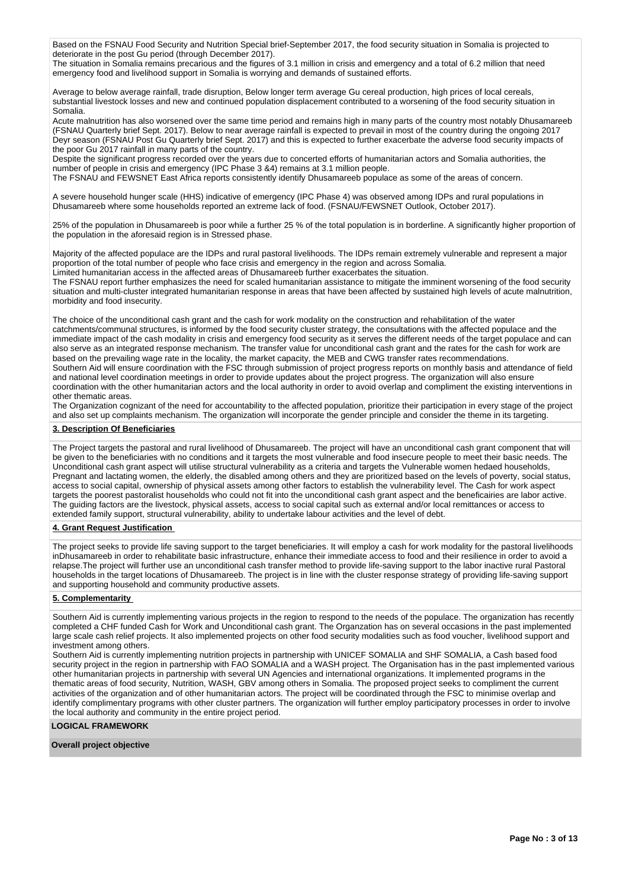Based on the FSNAU Food Security and Nutrition Special brief-September 2017, the food security situation in Somalia is projected to deteriorate in the post Gu period (through December 2017).
The situation in Somalia remains precarious and the figures of 3.1 million in crisis and emergency and a total of 6.2 million that need emergency food and livelihood support in Somalia is worrying and demands of sustained efforts.

Average to below average rainfall, trade disruption, Below longer term average Gu cereal production, high prices of local cereals, substantial livestock losses and new and continued population displacement contributed to a worsening of the food security situation in Somalia.
Acute malnutrition has also worsened over the same time period and remains high in many parts of the country most notably Dhusamareeb (FSNAU Quarterly brief Sept. 2017). Below to near average rainfall is expected to prevail in most of the country during the ongoing 2017 Deyr season (FSNAU Post Gu Quarterly brief Sept. 2017) and this is expected to further exacerbate the adverse food security impacts of the poor Gu 2017 rainfall in many parts of the country.
Despite the significant progress recorded over the years due to concerted efforts of humanitarian actors and Somalia authorities, the number of people in crisis and emergency (IPC Phase 3 &4) remains at 3.1 million people.
The FSNAU and FEWSNET East Africa reports consistently identify Dhusamareeb populace as some of the areas of concern.

A severe household hunger scale (HHS) indicative of emergency (IPC Phase 4) was observed among IDPs and rural populations in Dhusamareeb where some households reported an extreme lack of food. (FSNAU/FEWSNET Outlook, October 2017).

25% of the population in Dhusamareeb is poor while a further 25 % of the total population is in borderline. A significantly higher proportion of the population in the aforesaid region is in Stressed phase.

Majority of the affected populace are the IDPs and rural pastoral livelihoods. The IDPs remain extremely vulnerable and represent a major proportion of the total number of people who face crisis and emergency in the region and across Somalia.
Limited humanitarian access in the affected areas of Dhusamareeb further exacerbates the situation.
The FSNAU report further emphasizes the need for scaled humanitarian assistance to mitigate the imminent worsening of the food security situation and multi-cluster integrated humanitarian response in areas that have been affected by sustained high levels of acute malnutrition, morbidity and food insecurity.

The choice of the unconditional cash grant and the cash for work modality on the construction and rehabilitation of the water catchments/communal structures, is informed by the food security cluster strategy, the consultations with the affected populace and the immediate impact of the cash modality in crisis and emergency food security as it serves the different needs of the target populace and can also serve as an integrated response mechanism. The transfer value for unconditional cash grant and the rates for the cash for work are based on the prevailing wage rate in the locality, the market capacity, the MEB and CWG transfer rates recommendations.
Southern Aid will ensure coordination with the FSC through submission of project progress reports on monthly basis and attendance of field and national level coordination meetings in order to provide updates about the project progress. The organization will also ensure coordination with the other humanitarian actors and the local authority in order to avoid overlap and compliment the existing interventions in other thematic areas.
The Organization cognizant of the need for accountability to the affected population, prioritize their participation in every stage of the project and also set up complaints mechanism. The organization will incorporate the gender principle and consider the theme in its targeting.

**3. Description Of Beneficiaries**

The Project targets the pastoral and rural livelihood of Dhusamareeb. The project will have an unconditional cash grant component that will be given to the beneficiaries with no conditions and it targets the most vulnerable and food insecure people to meet their basic needs. The Unconditional cash grant aspect will utilise structural vulnerability as a criteria and targets the Vulnerable women hedaed households, Pregnant and lactating women, the elderly, the disabled among others and they are prioritized based on the levels of poverty, social status, access to social capital, ownership of physical assets among other factors to establish the vulnerability level. The Cash for work aspect targets the poorest pastoralist households who could not fit into the unconditional cash grant aspect and the beneficairies are labor active. The guiding factors are the livestock, physical assets, access to social capital such as external and/or local remittances or access to extended family support, structural vulnerability, ability to undertake labour activities and the level of debt.

**4. Grant Request Justification**

The project seeks to provide life saving support to the target beneficiaries. It will employ a cash for work modality for the pastoral livelihoods inDhusamareeb in order to rehabilitate basic infrastructure, enhance their immediate access to food and their resilience in order to avoid a relapse.The project will further use an unconditional cash transfer method to provide life-saving support to the labor inactive rural Pastoral households in the target locations of Dhusamareeb. The project is in line with the cluster response strategy of providing life-saving support and supporting household and community productive assets.

**5. Complementarity**

Southern Aid is currently implementing various projects in the region to respond to the needs of the populace. The organization has recently completed a CHF funded Cash for Work and Unconditional cash grant. The Organzation has on several occasions in the past implemented large scale cash relief projects. It also implemented projects on other food security modalities such as food voucher, livelihood support and investment among others.
Southern Aid is currently implementing nutrition projects in partnership with UNICEF SOMALIA and SHF SOMALIA, a Cash based food security project in the region in partnership with FAO SOMALIA and a WASH project. The Organisation has in the past implemented various other humanitarian projects in partnership with several UN Agencies and international organizations. It implemented programs in the thematic areas of food security, Nutrition, WASH, GBV among others in Somalia. The proposed project seeks to compliment the current activities of the organization and of other humanitarian actors. The project will be coordinated through the FSC to minimise overlap and identify complimentary programs with other cluster partners. The organization will further employ participatory processes in order to involve the local authority and community in the entire project period.

**LOGICAL FRAMEWORK**

**Overall project objective**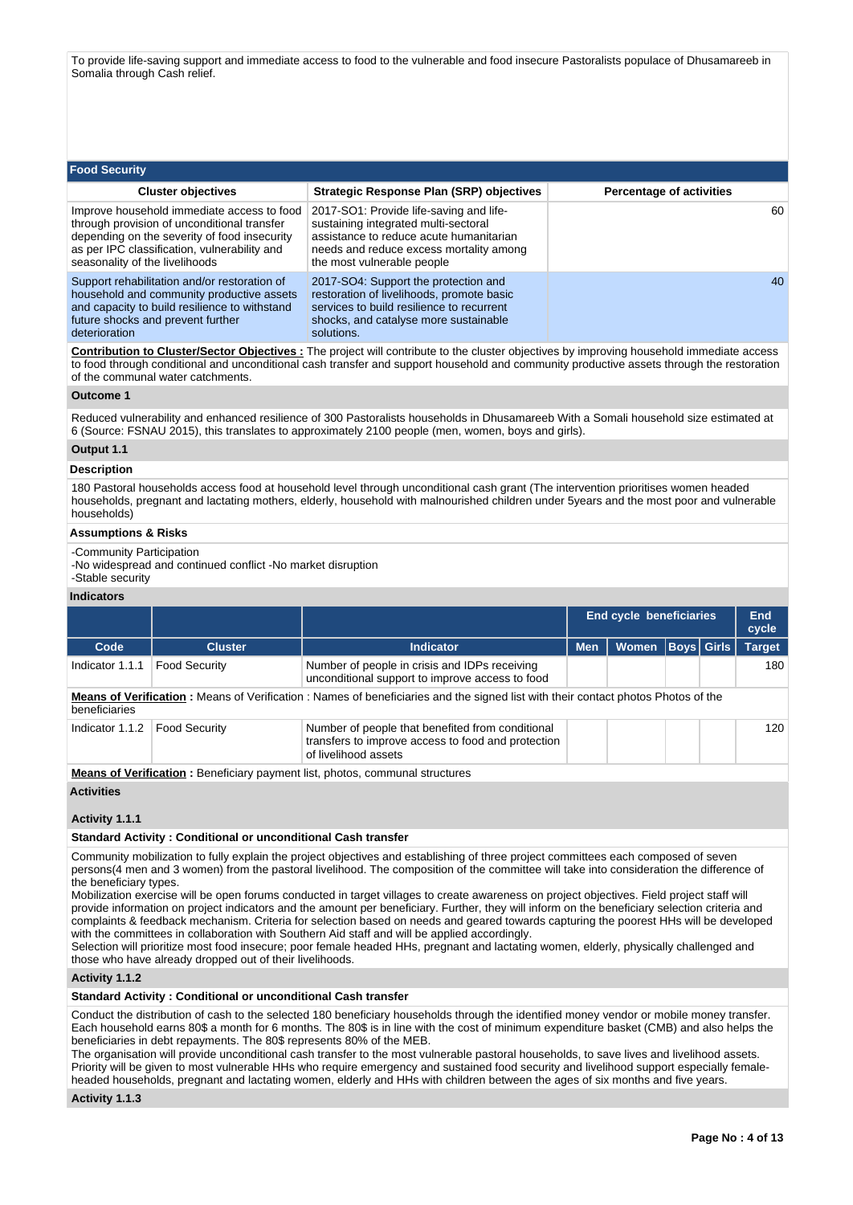To provide life-saving support and immediate access to food to the vulnerable and food insecure Pastoralists populace of Dhusamareeb in Somalia through Cash relief.

## Food Security

| Cluster objectives | Strategic Response Plan (SRP) objectives | Percentage of activities |
|---|---|---|
| Improve household immediate access to food through provision of unconditional transfer depending on the severity of food insecurity as per IPC classification, vulnerability and seasonality of the livelihoods | 2017-SO1: Provide life-saving and life-sustaining integrated multi-sectoral assistance to reduce acute humanitarian needs and reduce excess mortality among the most vulnerable people | 60 |
| Support rehabilitation and/or restoration of household and community productive assets and capacity to build resilience to withstand future shocks and prevent further deterioration | 2017-SO4: Support the protection and restoration of livelihoods, promote basic services to build resilience to recurrent shocks, and catalyse more sustainable solutions. | 40 |

**Contribution to Cluster/Sector Objectives :** The project will contribute to the cluster objectives by improving household immediate access to food through conditional and unconditional cash transfer and support household and community productive assets through the restoration of the communal water catchments.

### Outcome 1

Reduced vulnerability and enhanced resilience of 300 Pastoralists households in Dhusamareeb With a Somali household size estimated at 6 (Source: FSNAU 2015), this translates to approximately 2100 people (men, women, boys and girls).

### Output 1.1

#### Description

180 Pastoral households access food at household level through unconditional cash grant (The intervention prioritises women headed households, pregnant and lactating mothers, elderly, household with malnourished children under 5years and the most poor and vulnerable households)

#### Assumptions & Risks

-Community Participation
-No widespread and continued conflict -No market disruption
-Stable security

#### Indicators

| | | | End cycle beneficiaries | | | | End cycle |
|---|---|---|---|---|---|---|---|
| Code | Cluster | Indicator | Men | Women | Boys | Girls | Target |
| Indicator 1.1.1 | Food Security | Number of people in crisis and IDPs receiving unconditional support to improve access to food | | | | | 180 |

**Means of Verification :** Means of Verification : Names of beneficiaries and the signed list with their contact photos Photos of the beneficiaries

| Code | Cluster | Indicator | Men | Women | Boys | Girls | Target |
|---|---|---|---|---|---|---|---|
| Indicator 1.1.2 | Food Security | Number of people that benefited from conditional transfers to improve access to food and protection of livelihood assets | | | | | 120 |

**Means of Verification :** Beneficiary payment list, photos, communal structures

#### Activities

##### Activity 1.1.1

**Standard Activity : Conditional or unconditional Cash transfer**

Community mobilization to fully explain the project objectives and establishing of three project committees each composed of seven persons(4 men and 3 women) from the pastoral livelihood. The composition of the committee will take into consideration the difference of the beneficiary types.
Mobilization exercise will be open forums conducted in target villages to create awareness on project objectives. Field project staff will provide information on project indicators and the amount per beneficiary. Further, they will inform on the beneficiary selection criteria and complaints & feedback mechanism. Criteria for selection based on needs and geared towards capturing the poorest HHs will be developed with the committees in collaboration with Southern Aid staff and will be applied accordingly.
Selection will prioritize most food insecure; poor female headed HHs, pregnant and lactating women, elderly, physically challenged and those who have already dropped out of their livelihoods.

##### Activity 1.1.2

**Standard Activity : Conditional or unconditional Cash transfer**

Conduct the distribution of cash to the selected 180 beneficiary households through the identified money vendor or mobile money transfer. Each household earns 80$ a month for 6 months. The 80$ is in line with the cost of minimum expenditure basket (CMB) and also helps the beneficiaries in debt repayments. The 80$ represents 80% of the MEB.
The organisation will provide unconditional cash transfer to the most vulnerable pastoral households, to save lives and livelihood assets. Priority will be given to most vulnerable HHs who require emergency and sustained food security and livelihood support especially female-headed households, pregnant and lactating women, elderly and HHs with children between the ages of six months and five years.

##### Activity 1.1.3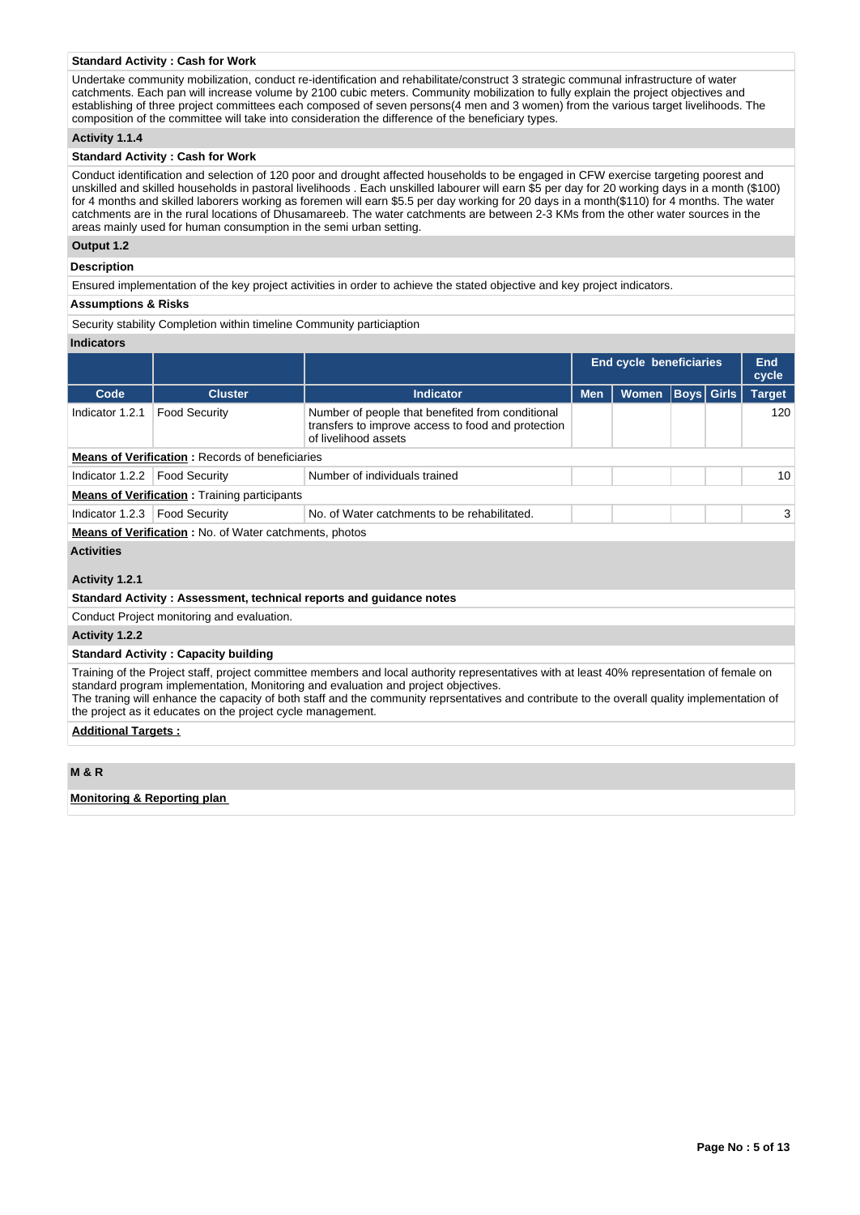**Standard Activity : Cash for Work**

Undertake community mobilization, conduct re-identification and rehabilitate/construct 3 strategic communal infrastructure of water catchments. Each pan will increase volume by 2100 cubic meters. Community mobilization to fully explain the project objectives and establishing of three project committees each composed of seven persons(4 men and 3 women) from the various target livelihoods. The composition of the committee will take into consideration the difference of the beneficiary types.

**Activity 1.1.4**

**Standard Activity : Cash for Work**

Conduct identification and selection of 120 poor and drought affected households to be engaged in CFW exercise targeting poorest and unskilled and skilled households in pastoral livelihoods . Each unskilled labourer will earn $5 per day for 20 working days in a month ($100) for 4 months and skilled laborers working as foremen will earn $5.5 per day working for 20 days in a month($110) for 4 months. The water catchments are in the rural locations of Dhusamareeb. The water catchments are between 2-3 KMs from the other water sources in the areas mainly used for human consumption in the semi urban setting.

**Output 1.2**

**Description**

Ensured implementation of the key project activities in order to achieve the stated objective and key project indicators.

**Assumptions & Risks**

Security stability Completion within timeline Community particiaption

**Indicators**

| | | | End cycle beneficiaries | | | | End cycle |
|---|---|---|---|---|---|---|---|
| **Code** | **Cluster** | **Indicator** | **Men** | **Women** | **Boys** | **Girls** | **Target** |
| Indicator 1.2.1 | Food Security | Number of people that benefited from conditional transfers to improve access to food and protection of livelihood assets | | | | | 120 |
| **Means of Verification :** Records of beneficiaries | | | | | | | |
| Indicator 1.2.2 | Food Security | Number of individuals trained | | | | | 10 |
| **Means of Verification :** Training participants | | | | | | | |
| Indicator 1.2.3 | Food Security | No. of Water catchments to be rehabilitated. | | | | | 3 |
| **Means of Verification :** No. of Water catchments, photos | | | | | | | |

**Activities**

**Activity 1.2.1**

**Standard Activity : Assessment, technical reports and guidance notes**

Conduct Project monitoring and evaluation.

**Activity 1.2.2**

**Standard Activity : Capacity building**

Training of the Project staff, project committee members and local authority representatives with at least 40% representation of female on standard program implementation, Monitoring and evaluation and project objectives.
The traning will enhance the capacity of both staff and the community reprsentatives and contribute to the overall quality implementation of the project as it educates on the project cycle management.

**Additional Targets :**

**M & R**

**Monitoring & Reporting plan**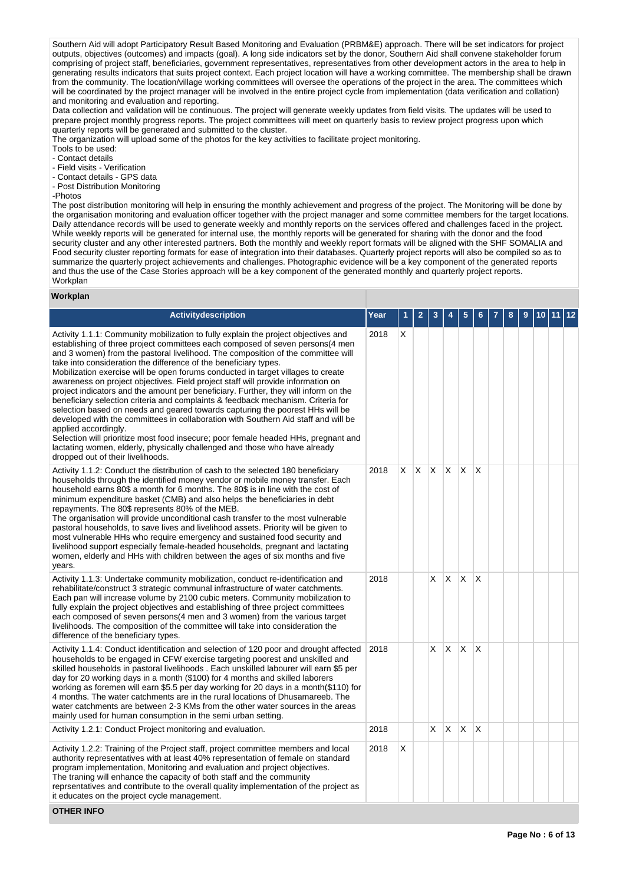Southern Aid will adopt Participatory Result Based Monitoring and Evaluation (PRBM&E) approach. There will be set indicators for project outputs, objectives (outcomes) and impacts (goal). A long side indicators set by the donor, Southern Aid shall convene stakeholder forum comprising of project staff, beneficiaries, government representatives, representatives from other development actors in the area to help in generating results indicators that suits project context. Each project location will have a working committee. The membership shall be drawn from the community. The location/village working committees will oversee the operations of the project in the area. The committees which will be coordinated by the project manager will be involved in the entire project cycle from implementation (data verification and collation) and monitoring and evaluation and reporting.

Data collection and validation will be continuous. The project will generate weekly updates from field visits. The updates will be used to prepare project monthly progress reports. The project committees will meet on quarterly basis to review project progress upon which quarterly reports will be generated and submitted to the cluster.

The organization will upload some of the photos for the key activities to facilitate project monitoring.

Tools to be used:
- Contact details
- Field visits - Verification
- Contact details - GPS data
- Post Distribution Monitoring
-Photos

The post distribution monitoring will help in ensuring the monthly achievement and progress of the project. The Monitoring will be done by the organisation monitoring and evaluation officer together with the project manager and some committee members for the target locations. Daily attendance records will be used to generate weekly and monthly reports on the services offered and challenges faced in the project. While weekly reports will be generated for internal use, the monthly reports will be generated for sharing with the donor and the food security cluster and any other interested partners. Both the monthly and weekly report formats will be aligned with the SHF SOMALIA and Food security cluster reporting formats for ease of integration into their databases. Quarterly project reports will also be compiled so as to summarize the quarterly project achievements and challenges. Photographic evidence will be a key component of the generated reports and thus the use of the Case Stories approach will be a key component of the generated monthly and quarterly project reports.
Workplan

## Workplan

| Activitydescription | Year | 1 | 2 | 3 | 4 | 5 | 6 | 7 | 8 | 9 | 10 | 11 | 12 |
|---|---|---|---|---|---|---|---|---|---|---|---|---|---|
| Activity 1.1.1: Community mobilization to fully explain the project objectives and establishing of three project committees each composed of seven persons(4 men and 3 women) from the pastoral livelihood. The composition of the committee will take into consideration the difference of the beneficiary types.<br>Mobilization exercise will be open forums conducted in target villages to create awareness on project objectives. Field project staff will provide information on project indicators and the amount per beneficiary. Further, they will inform on the beneficiary selection criteria and complaints & feedback mechanism. Criteria for selection based on needs and geared towards capturing the poorest HHs will be developed with the committees in collaboration with Southern Aid staff and will be applied accordingly.<br>Selection will prioritize most food insecure; poor female headed HHs, pregnant and lactating women, elderly, physically challenged and those who have already dropped out of their livelihoods. | 2018 | X | | | | | | | | | | | |
| Activity 1.1.2: Conduct the distribution of cash to the selected 180 beneficiary households through the identified money vendor or mobile money transfer. Each household earns 80$ a month for 6 months. The 80$ is in line with the cost of minimum expenditure basket (CMB) and also helps the beneficiaries in debt repayments. The 80$ represents 80% of the MEB.<br>The organisation will provide unconditional cash transfer to the most vulnerable pastoral households, to save lives and livelihood assets. Priority will be given to most vulnerable HHs who require emergency and sustained food security and livelihood support especially female-headed households, pregnant and lactating women, elderly and HHs with children between the ages of six months and five years. | 2018 | X | X | X | X | X | X | | | | | | |
| Activity 1.1.3: Undertake community mobilization, conduct re-identification and rehabilitate/construct 3 strategic communal infrastructure of water catchments. Each pan will increase volume by 2100 cubic meters. Community mobilization to fully explain the project objectives and establishing of three project committees each composed of seven persons(4 men and 3 women) from the various target livelihoods. The composition of the committee will take into consideration the difference of the beneficiary types. | 2018 | | | X | X | X | X | | | | | | |
| Activity 1.1.4: Conduct identification and selection of 120 poor and drought affected households to be engaged in CFW exercise targeting poorest and unskilled and skilled households in pastoral livelihoods . Each unskilled labourer will earn $5 per day for 20 working days in a month ($100) for 4 months and skilled laborers working as foremen will earn $5.5 per day working for 20 days in a month($110) for 4 months. The water catchments are in the rural locations of Dhusamareeb. The water catchments are between 2-3 KMs from the other water sources in the areas mainly used for human consumption in the semi urban setting. | 2018 | | | X | X | X | X | | | | | | |
| Activity 1.2.1: Conduct Project monitoring and evaluation. | 2018 | | | X | X | X | X | | | | | | |
| Activity 1.2.2: Training of the Project staff, project committee members and local authority representatives with at least 40% representation of female on standard program implementation, Monitoring and evaluation and project objectives.<br>The traning will enhance the capacity of both staff and the community reprsentatives and contribute to the overall quality implementation of the project as it educates on the project cycle management. | 2018 | X | | | | | | | | | | | |

**OTHER INFO**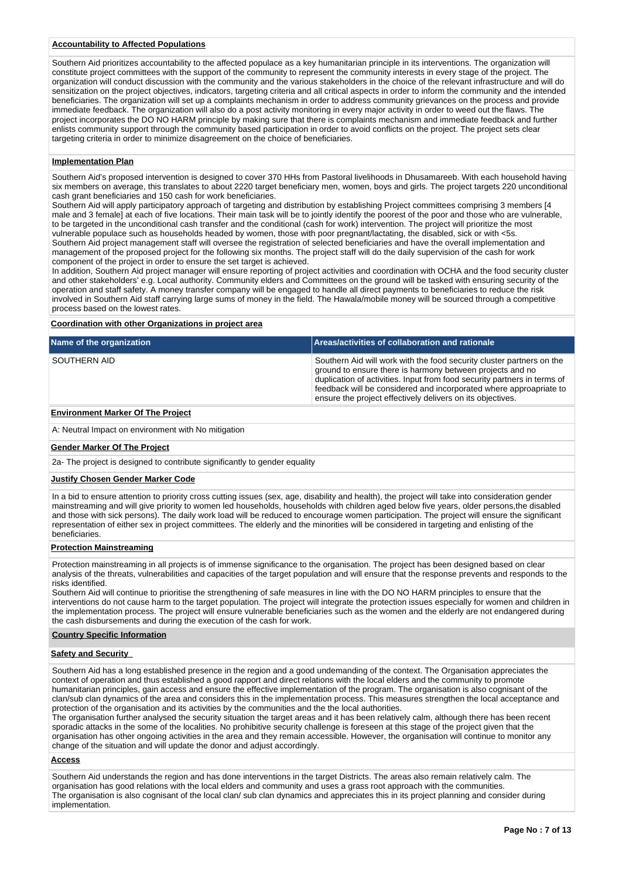**Accountability to Affected Populations**

Southern Aid prioritizes accountability to the affected populace as a key humanitarian principle in its interventions. The organization will constitute project committees with the support of the community to represent the community interests in every stage of the project. The organization will conduct discussion with the community and the various stakeholders in the choice of the relevant infrastructure and will do sensitization on the project objectives, indicators, targeting criteria and all critical aspects in order to inform the community and the intended beneficiaries. The organization will set up a complaints mechanism in order to address community grievances on the process and provide immediate feedback. The organization will also do a post activity monitoring in every major activity in order to weed out the flaws. The project incorporates the DO NO HARM principle by making sure that there is complaints mechanism and immediate feedback and further enlists community support through the community based participation in order to avoid conflicts on the project. The project sets clear targeting criteria in order to minimize disagreement on the choice of beneficiaries.

**Implementation Plan**

Southern Aid's proposed intervention is designed to cover 370 HHs from Pastoral livelihoods in Dhusamareeb. With each household having six members on average, this translates to about 2220 target beneficiary men, women, boys and girls. The project targets 220 unconditional cash grant beneficiaries and 150 cash for work beneficiaries.
Southern Aid will apply participatory approach of targeting and distribution by establishing Project committees comprising 3 members [4 male and 3 female] at each of five locations. Their main task will be to jointly identify the poorest of the poor and those who are vulnerable, to be targeted in the unconditional cash transfer and the conditional (cash for work) intervention. The project will prioritize the most vulnerable populace such as households headed by women, those with poor pregnant/lactating, the disabled, sick or with <5s.
Southern Aid project management staff will oversee the registration of selected beneficiaries and have the overall implementation and management of the proposed project for the following six months. The project staff will do the daily supervision of the cash for work component of the project in order to ensure the set target is achieved.
In addition, Southern Aid project manager will ensure reporting of project activities and coordination with OCHA and the food security cluster and other stakeholders' e.g. Local authority. Community elders and Committees on the ground will be tasked with ensuring security of the operation and staff safety. A money transfer company will be engaged to handle all direct payments to beneficiaries to reduce the risk involved in Southern Aid staff carrying large sums of money in the field. The Hawala/mobile money will be sourced through a competitive process based on the lowest rates.

**Coordination with other Organizations in project area**

| Name of the organization | Areas/activities of collaboration and rationale |
|---|---|
| SOUTHERN AID | Southern Aid will work with the food security cluster partners on the ground to ensure there is harmony between projects and no duplication of activities. Input from food security partners in terms of feedback will be considered and incorporated where approapriate to ensure the project effectively delivers on its objectives. |

**Environment Marker Of The Project**

A: Neutral Impact on environment with No mitigation

**Gender Marker Of The Project**

2a- The project is designed to contribute significantly to gender equality

**Justify Chosen Gender Marker Code**

In a bid to ensure attention to priority cross cutting issues (sex, age, disability and health), the project will take into consideration gender mainstreaming and will give priority to women led households, households with children aged below five years, older persons,the disabled and those with sick persons). The daily work load will be reduced to encourage women participation. The project will ensure the significant representation of either sex in project committees. The elderly and the minorities will be considered in targeting and enlisting of the beneficiaries.

**Protection Mainstreaming**

Protection mainstreaming in all projects is of immense significance to the organisation. The project has been designed based on clear analysis of the threats, vulnerabilities and capacities of the target population and will ensure that the response prevents and responds to the risks identified.
Southern Aid will continue to prioritise the strengthening of safe measures in line with the DO NO HARM principles to ensure that the interventions do not cause harm to the target population. The project will integrate the protection issues especially for women and children in the implementation process. The project will ensure vulnerable beneficiaries such as the women and the elderly are not endangered during the cash disbursements and during the execution of the cash for work.

**Country Specific Information**

**Safety and Security**

Southern Aid has a long established presence in the region and a good undemanding of the context. The Organisation appreciates the context of operation and thus established a good rapport and direct relations with the local elders and the community to promote humanitarian principles, gain access and ensure the effective implementation of the program. The organisation is also cognisant of the clan/sub clan dynamics of the area and considers this in the implementation process. This measures strengthen the local acceptance and protection of the organisation and its activities by the communities and the the local authorities.
The organisation further analysed the security situation the target areas and it has been relatively calm, although there has been recent sporadic attacks in the some of the localities. No prohibitive security challenge is foreseen at this stage of the project given that the organisation has other ongoing activities in the area and they remain accessible. However, the organisation will continue to monitor any change of the situation and will update the donor and adjust accordingly.

**Access**

Southern Aid understands the region and has done interventions in the target Districts. The areas also remain relatively calm. The organisation has good relations with the local elders and community and uses a grass root approach with the communities.
The organisation is also cognisant of the local clan/ sub clan dynamics and appreciates this in its project planning and consider during implementation.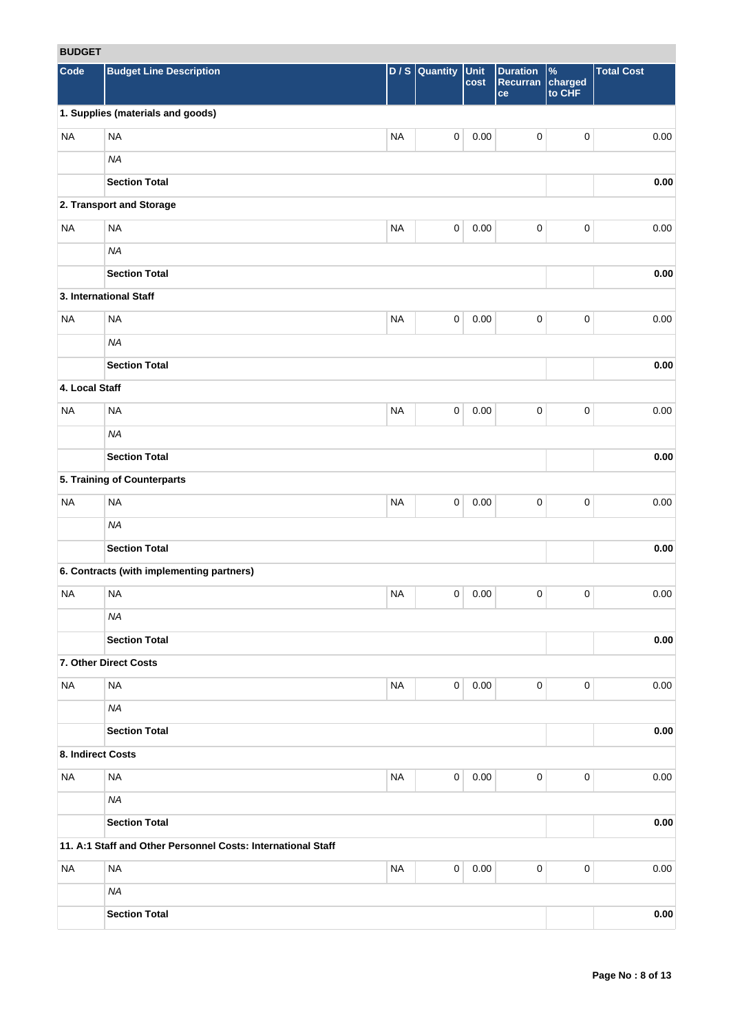## BUDGET

| Code | Budget Line Description | D / S | Quantity | Unit cost | Duration Recurrance | % charged to CHF | Total Cost |
|---|---|---|---|---|---|---|---|
| **1. Supplies (materials and goods)** | | | | | | | |
| NA | NA | NA | 0 | 0.00 | 0 | 0 | 0.00 |
| | *NA* | | | | | | |
| | **Section Total** | | | | | | **0.00** |
| **2. Transport and Storage** | | | | | | | |
| NA | NA | NA | 0 | 0.00 | 0 | 0 | 0.00 |
| | *NA* | | | | | | |
| | **Section Total** | | | | | | **0.00** |
| **3. International Staff** | | | | | | | |
| NA | NA | NA | 0 | 0.00 | 0 | 0 | 0.00 |
| | *NA* | | | | | | |
| | **Section Total** | | | | | | **0.00** |
| **4. Local Staff** | | | | | | | |
| NA | NA | NA | 0 | 0.00 | 0 | 0 | 0.00 |
| | *NA* | | | | | | |
| | **Section Total** | | | | | | **0.00** |
| **5. Training of Counterparts** | | | | | | | |
| NA | NA | NA | 0 | 0.00 | 0 | 0 | 0.00 |
| | *NA* | | | | | | |
| | **Section Total** | | | | | | **0.00** |
| **6. Contracts (with implementing partners)** | | | | | | | |
| NA | NA | NA | 0 | 0.00 | 0 | 0 | 0.00 |
| | *NA* | | | | | | |
| | **Section Total** | | | | | | **0.00** |
| **7. Other Direct Costs** | | | | | | | |
| NA | NA | NA | 0 | 0.00 | 0 | 0 | 0.00 |
| | *NA* | | | | | | |
| | **Section Total** | | | | | | **0.00** |
| **8. Indirect Costs** | | | | | | | |
| NA | NA | NA | 0 | 0.00 | 0 | 0 | 0.00 |
| | *NA* | | | | | | |
| | **Section Total** | | | | | | **0.00** |
| **11. A:1 Staff and Other Personnel Costs: International Staff** | | | | | | | |
| NA | NA | NA | 0 | 0.00 | 0 | 0 | 0.00 |
| | *NA* | | | | | | |
| | **Section Total** | | | | | | **0.00** |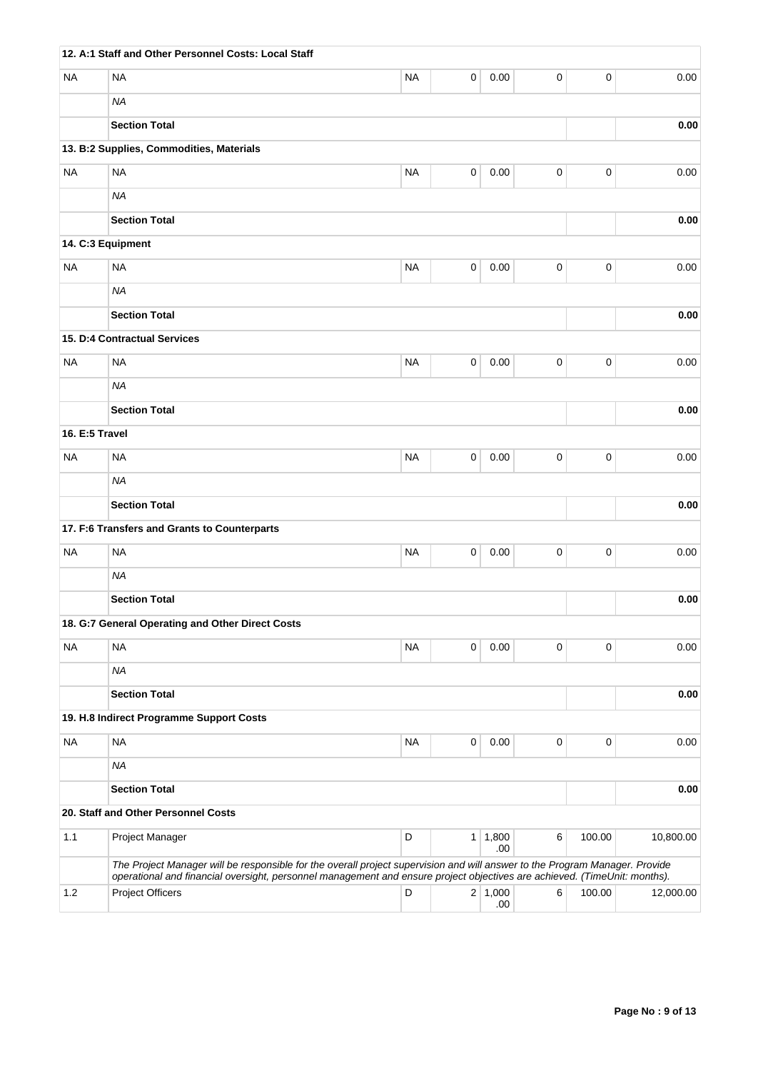| | | | | | | | |
|---|---|---|---|---|---|---|---|
| **12. A:1 Staff and Other Personnel Costs: Local Staff** | | | | | | | |
| NA | NA | NA | 0 | 0.00 | 0 | 0 | 0.00 |
| | *NA* | | | | | | |
| | **Section Total** | | | | | | **0.00** |
| **13. B:2 Supplies, Commodities, Materials** | | | | | | | |
| NA | NA | NA | 0 | 0.00 | 0 | 0 | 0.00 |
| | *NA* | | | | | | |
| | **Section Total** | | | | | | **0.00** |
| **14. C:3 Equipment** | | | | | | | |
| NA | NA | NA | 0 | 0.00 | 0 | 0 | 0.00 |
| | *NA* | | | | | | |
| | **Section Total** | | | | | | **0.00** |
| **15. D:4 Contractual Services** | | | | | | | |
| NA | NA | NA | 0 | 0.00 | 0 | 0 | 0.00 |
| | *NA* | | | | | | |
| | **Section Total** | | | | | | **0.00** |
| **16. E:5 Travel** | | | | | | | |
| NA | NA | NA | 0 | 0.00 | 0 | 0 | 0.00 |
| | *NA* | | | | | | |
| | **Section Total** | | | | | | **0.00** |
| **17. F:6 Transfers and Grants to Counterparts** | | | | | | | |
| NA | NA | NA | 0 | 0.00 | 0 | 0 | 0.00 |
| | *NA* | | | | | | |
| | **Section Total** | | | | | | **0.00** |
| **18. G:7 General Operating and Other Direct Costs** | | | | | | | |
| NA | NA | NA | 0 | 0.00 | 0 | 0 | 0.00 |
| | *NA* | | | | | | |
| | **Section Total** | | | | | | **0.00** |
| **19. H.8 Indirect Programme Support Costs** | | | | | | | |
| NA | NA | NA | 0 | 0.00 | 0 | 0 | 0.00 |
| | *NA* | | | | | | |
| | **Section Total** | | | | | | **0.00** |
| **20. Staff and Other Personnel Costs** | | | | | | | |
| 1.1 | Project Manager | D | 1 | 1,800.00 | 6 | 100.00 | 10,800.00 |
| | *The Project Manager will be responsible for the overall project supervision and will answer to the Program Manager. Provide operational and financial oversight, personnel management and ensure project objectives are achieved. (TimeUnit: months).* | | | | | | |
| 1.2 | Project Officers | D | 2 | 1,000.00 | 6 | 100.00 | 12,000.00 |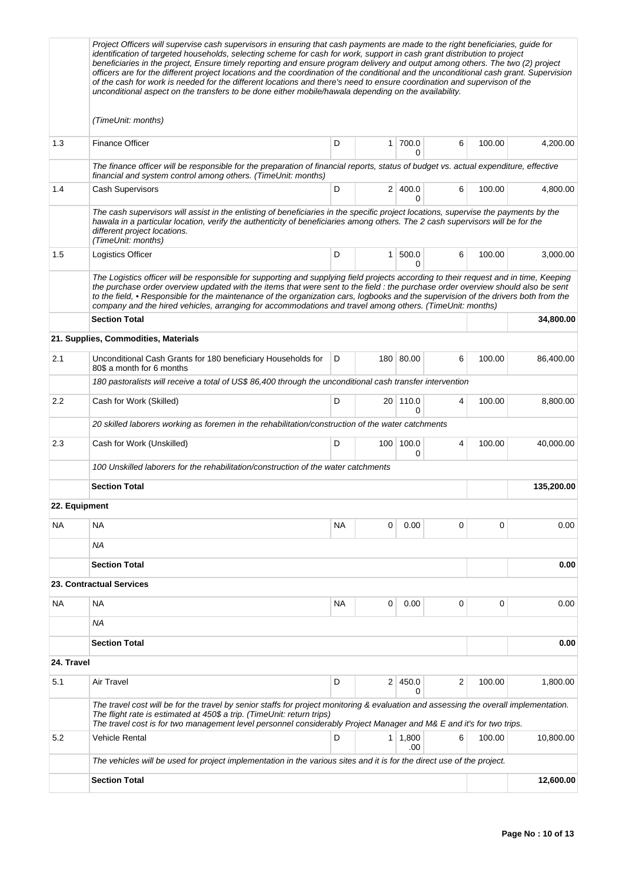| | | | | | | | |
|---|---|---|---|---|---|---|---|
| | *Project Officers will supervise cash supervisors in ensuring that cash payments are made to the right beneficiaries, guide for identification of targeted households, selecting scheme for cash for work, support in cash grant distribution to project beneficiaries in the project, Ensure timely reporting and ensure program delivery and output among others. The two (2) project officers are for the different project locations and the coordination of the conditional and the unconditional cash grant. Supervision of the cash for work is needed for the different locations and there's need to ensure coordination and supervison of the unconditional aspect on the transfers to be done either mobile/hawala depending on the availability.*<br><br>*(TimeUnit: months)* | | | | | | |
| 1.3 | Finance Officer | D | 1 | 700.00 | 6 | 100.00 | 4,200.00 |
| | *The finance officer will be responsible for the preparation of financial reports, status of budget vs. actual expenditure, effective financial and system control among others. (TimeUnit: months)* | | | | | | |
| 1.4 | Cash Supervisors | D | 2 | 400.00 | 6 | 100.00 | 4,800.00 |
| | *The cash supervisors will assist in the enlisting of beneficiaries in the specific project locations, supervise the payments by the hawala in a particular location, verify the authenticity of beneficiaries among others. The 2 cash supervisors will be for the different project locations.*<br>*(TimeUnit: months)* | | | | | | |
| 1.5 | Logistics Officer | D | 1 | 500.00 | 6 | 100.00 | 3,000.00 |
| | *The Logistics officer will be responsible for supporting and supplying field projects according to their request and in time, Keeping the purchase order overview updated with the items that were sent to the field : the purchase order overview should also be sent to the field, • Responsible for the maintenance of the organization cars, logbooks and the supervision of the drivers both from the company and the hired vehicles, arranging for accommodations and travel among others. (TimeUnit: months)* | | | | | | |
| | **Section Total** | | | | | | **34,800.00** |
| | **21. Supplies, Commodities, Materials** | | | | | | |
| 2.1 | Unconditional Cash Grants for 180 beneficiary Households for 80$ a month for 6 months | D | 180 | 80.00 | 6 | 100.00 | 86,400.00 |
| | *180 pastoralists will receive a total of US$ 86,400 through the unconditional cash transfer intervention* | | | | | | |
| 2.2 | Cash for Work (Skilled) | D | 20 | 110.00 | 4 | 100.00 | 8,800.00 |
| | *20 skilled laborers working as foremen in the rehabilitation/construction of the water catchments* | | | | | | |
| 2.3 | Cash for Work (Unskilled) | D | 100 | 100.00 | 4 | 100.00 | 40,000.00 |
| | *100 Unskilled laborers for the rehabilitation/construction of the water catchments* | | | | | | |
| | **Section Total** | | | | | | **135,200.00** |
| **22. Equipment** | | | | | | | |
| NA | NA | NA | 0 | 0.00 | 0 | 0 | 0.00 |
| | *NA* | | | | | | |
| | **Section Total** | | | | | | **0.00** |
| | **23. Contractual Services** | | | | | | |
| NA | NA | NA | 0 | 0.00 | 0 | 0 | 0.00 |
| | *NA* | | | | | | |
| | **Section Total** | | | | | | **0.00** |
| **24. Travel** | | | | | | | |
| 5.1 | Air Travel | D | 2 | 450.00 | 2 | 100.00 | 1,800.00 |
| | *The travel cost will be for the travel by senior staffs for project monitoring & evaluation and assessing the overall implementation. The flight rate is estimated at 450$ a trip. (TimeUnit: return trips)*<br>*The travel cost is for two management level personnel considerably Project Manager and M& E and it's for two trips.* | | | | | | |
| 5.2 | Vehicle Rental | D | 1 | 1,800.00 | 6 | 100.00 | 10,800.00 |
| | *The vehicles will be used for project implementation in the various sites and it is for the direct use of the project.* | | | | | | |
| | **Section Total** | | | | | | **12,600.00** |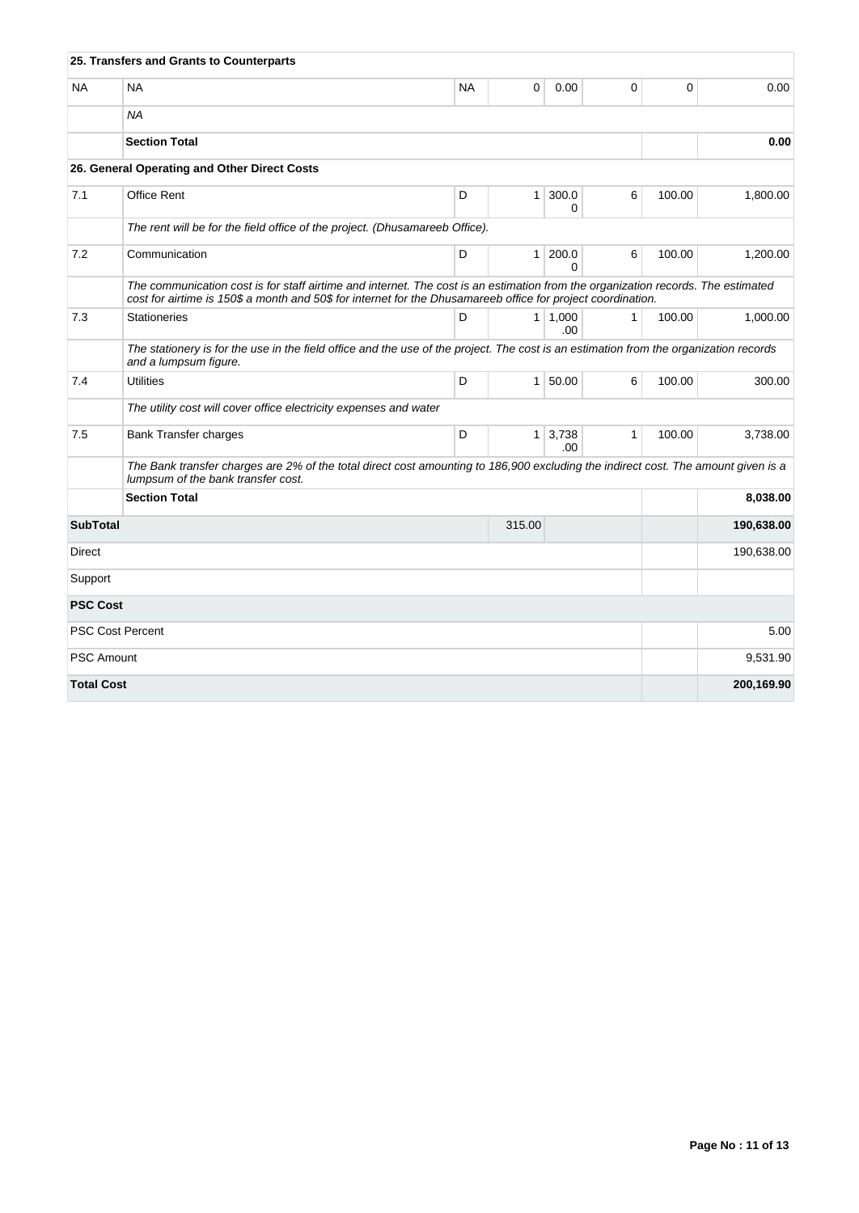| | | | | | | | |
|---|---|---|---|---|---|---|---|
| **25. Transfers and Grants to Counterparts** | | | | | | | |
| NA | NA | NA | 0 | 0.00 | 0 | 0 | 0.00 |
| | *NA* | | | | | | |
| | **Section Total** | | | | | | **0.00** |
| **26. General Operating and Other Direct Costs** | | | | | | | |
| 7.1 | Office Rent | D | 1 | 300.00 | 6 | 100.00 | 1,800.00 |
| | *The rent will be for the field office of the project. (Dhusamareeb Office).* | | | | | | |
| 7.2 | Communication | D | 1 | 200.00 | 6 | 100.00 | 1,200.00 |
| | *The communication cost is for staff airtime and internet. The cost is an estimation from the organization records. The estimated cost for airtime is 150$ a month and 50$ for internet for the Dhusamareeb office for project coordination.* | | | | | | |
| 7.3 | Stationeries | D | 1 | 1,000.00 | 1 | 100.00 | 1,000.00 |
| | *The stationery is for the use in the field office and the use of the project. The cost is an estimation from the organization records and a lumpsum figure.* | | | | | | |
| 7.4 | Utilities | D | 1 | 50.00 | 6 | 100.00 | 300.00 |
| | *The utility cost will cover office electricity expenses and water* | | | | | | |
| 7.5 | Bank Transfer charges | D | 1 | 3,738.00 | 1 | 100.00 | 3,738.00 |
| | *The Bank transfer charges are 2% of the total direct cost amounting to 186,900 excluding the indirect cost. The amount given is a lumpsum of the bank transfer cost.* | | | | | | |
| | **Section Total** | | | | | | **8,038.00** |
| **SubTotal** | | | 315.00 | | | | **190,638.00** |
| Direct | | | | | | | 190,638.00 |
| Support | | | | | | | |
| **PSC Cost** | | | | | | | |
| PSC Cost Percent | | | | | | | 5.00 |
| PSC Amount | | | | | | | 9,531.90 |
| **Total Cost** | | | | | | | **200,169.90** |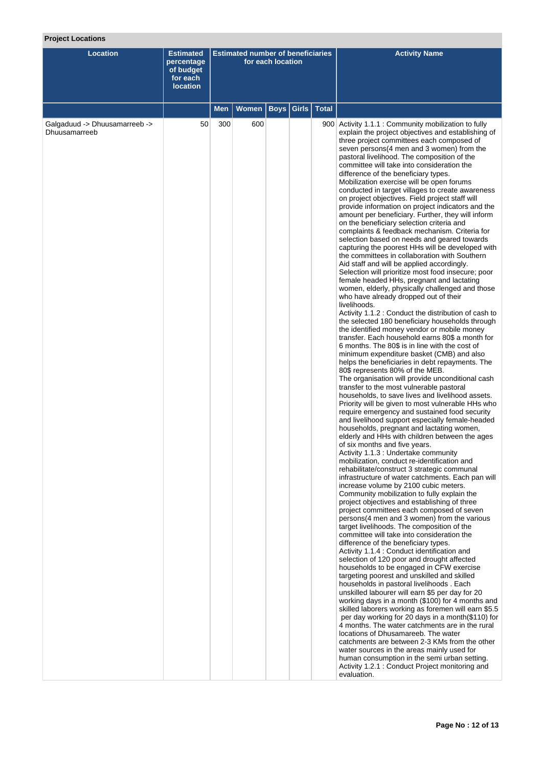**Project Locations**

| Location | Estimated percentage of budget for each location | Estimated number of beneficiaries for each location | | | | | Activity Name |
|---|---|---|---|---|---|---|---|
| | | Men | Women | Boys | Girls | Total | |
| Galgaduud -> Dhuusamarreeb -> Dhuusamarreeb | 50 | 300 | 600 | | | 900 | Activity 1.1.1 : Community mobilization to fully explain the project objectives and establishing of three project committees each composed of seven persons(4 men and 3 women) from the pastoral livelihood. The composition of the committee will take into consideration the difference of the beneficiary types. Mobilization exercise will be open forums conducted in target villages to create awareness on project objectives. Field project staff will provide information on project indicators and the amount per beneficiary. Further, they will inform on the beneficiary selection criteria and complaints & feedback mechanism. Criteria for selection based on needs and geared towards capturing the poorest HHs will be developed with the committees in collaboration with Southern Aid staff and will be applied accordingly. Selection will prioritize most food insecure; poor female headed HHs, pregnant and lactating women, elderly, physically challenged and those who have already dropped out of their livelihoods.<br>Activity 1.1.2 : Conduct the distribution of cash to the selected 180 beneficiary households through the identified money vendor or mobile money transfer. Each household earns 80$ a month for 6 months. The 80$ is in line with the cost of minimum expenditure basket (CMB) and also helps the beneficiaries in debt repayments. The 80$ represents 80% of the MEB.<br>The organisation will provide unconditional cash transfer to the most vulnerable pastoral households, to save lives and livelihood assets. Priority will be given to most vulnerable HHs who require emergency and sustained food security and livelihood support especially female-headed households, pregnant and lactating women, elderly and HHs with children between the ages of six months and five years.<br>Activity 1.1.3 : Undertake community mobilization, conduct re-identification and rehabilitate/construct 3 strategic communal infrastructure of water catchments. Each pan will increase volume by 2100 cubic meters. Community mobilization to fully explain the project objectives and establishing of three project committees each composed of seven persons(4 men and 3 women) from the various target livelihoods. The composition of the committee will take into consideration the difference of the beneficiary types.<br>Activity 1.1.4 : Conduct identification and selection of 120 poor and drought affected households to be engaged in CFW exercise targeting poorest and unskilled and skilled households in pastoral livelihoods . Each unskilled labourer will earn $5 per day for 20 working days in a month ($100) for 4 months and skilled laborers working as foremen will earn $5.5 per day working for 20 days in a month($110) for 4 months. The water catchments are in the rural locations of Dhusamareeb. The water catchments are between 2-3 KMs from the other water sources in the areas mainly used for human consumption in the semi urban setting.<br>Activity 1.2.1 : Conduct Project monitoring and evaluation. |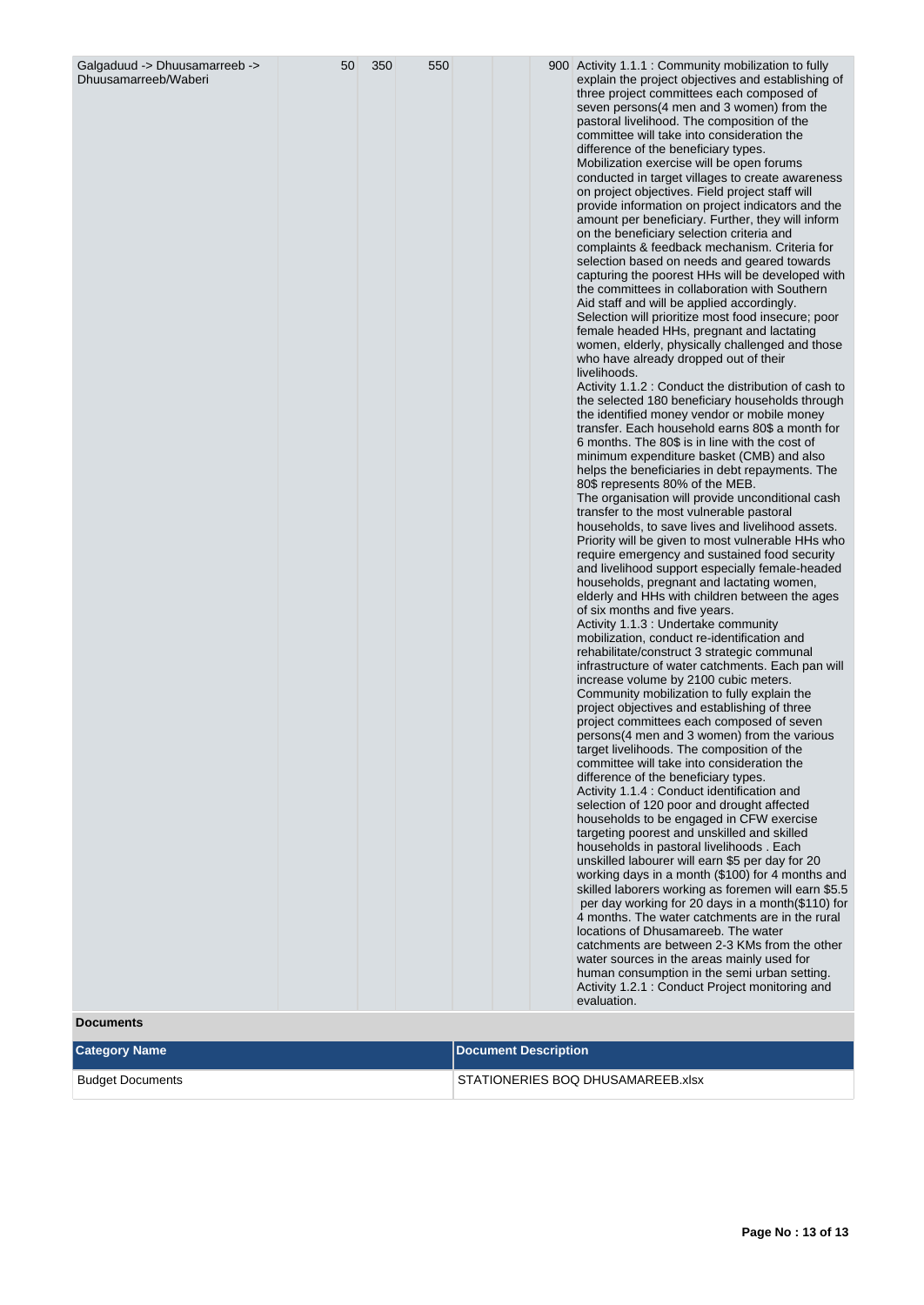| | | | | | | | |
|---|---|---|---|---|---|---|---|
| Galgaduud -> Dhuusamarreeb -> Dhuusamarreeb/Waberi | 50 | 350 | 550 | | | 900 | Activity 1.1.1 : Community mobilization to fully explain the project objectives and establishing of three project committees each composed of seven persons(4 men and 3 women) from the pastoral livelihood. The composition of the committee will take into consideration the difference of the beneficiary types.<br>Mobilization exercise will be open forums conducted in target villages to create awareness on project objectives. Field project staff will provide information on project indicators and the amount per beneficiary. Further, they will inform on the beneficiary selection criteria and complaints & feedback mechanism. Criteria for selection based on needs and geared towards capturing the poorest HHs will be developed with the committees in collaboration with Southern Aid staff and will be applied accordingly. Selection will prioritize most food insecure; poor female headed HHs, pregnant and lactating women, elderly, physically challenged and those who have already dropped out of their livelihoods.<br>Activity 1.1.2 : Conduct the distribution of cash to the selected 180 beneficiary households through the identified money vendor or mobile money transfer. Each household earns 80$ a month for 6 months. The 80$ is in line with the cost of minimum expenditure basket (CMB) and also helps the beneficiaries in debt repayments. The 80$ represents 80% of the MEB.<br>The organisation will provide unconditional cash transfer to the most vulnerable pastoral households, to save lives and livelihood assets. Priority will be given to most vulnerable HHs who require emergency and sustained food security and livelihood support especially female-headed households, pregnant and lactating women, elderly and HHs with children between the ages of six months and five years.<br>Activity 1.1.3 : Undertake community mobilization, conduct re-identification and rehabilitate/construct 3 strategic communal infrastructure of water catchments. Each pan will increase volume by 2100 cubic meters.<br>Community mobilization to fully explain the project objectives and establishing of three project committees each composed of seven persons(4 men and 3 women) from the various target livelihoods. The composition of the committee will take into consideration the difference of the beneficiary types.<br>Activity 1.1.4 : Conduct identification and selection of 120 poor and drought affected households to be engaged in CFW exercise targeting poorest and unskilled and skilled households in pastoral livelihoods . Each unskilled labourer will earn $5 per day for 20 working days in a month ($100) for 4 months and skilled laborers working as foremen will earn $5.5 per day working for 20 days in a month($110) for 4 months. The water catchments are in the rural locations of Dhusamareeb. The water catchments are between 2-3 KMs from the other water sources in the areas mainly used for human consumption in the semi urban setting.<br>Activity 1.2.1 : Conduct Project monitoring and evaluation. |

**Documents**

| Category Name | Document Description |
|---|---|
| Budget Documents | STATIONERIES BOQ DHUSAMAREEB.xlsx |